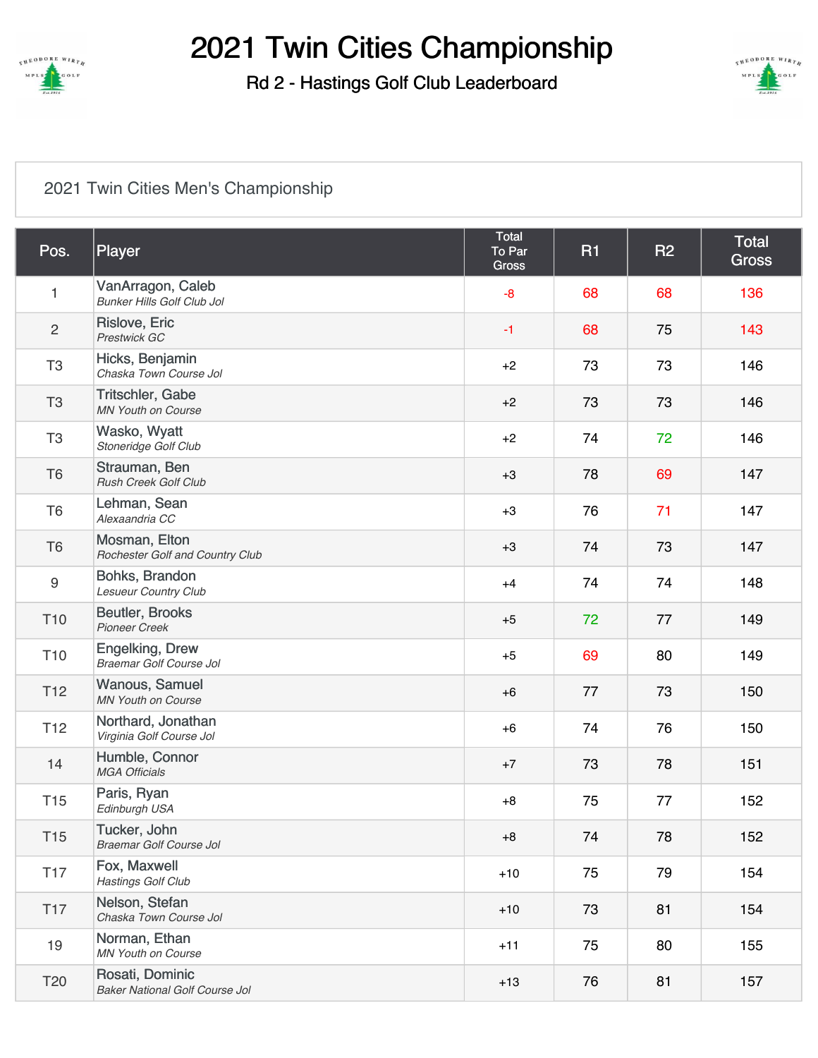# 2021 Twin Cities Championship

## Rd 2 - Hastings Golf Club Leaderboard

### 2021 Twin Cities Men's Championship

| Pos. | Player | Total To Par Gross | R1 | R2 | Total Gross |
|---|---|---|---|---|---|
| 1 | VanArragon, Caleb<br>*Bunker Hills Golf Club Jol* | -8 | 68 | 68 | 136 |
| 2 | Rislove, Eric<br>*Prestwick GC* | -1 | 68 | 75 | 143 |
| T3 | Hicks, Benjamin<br>*Chaska Town Course Jol* | +2 | 73 | 73 | 146 |
| T3 | Tritschler, Gabe<br>*MN Youth on Course* | +2 | 73 | 73 | 146 |
| T3 | Wasko, Wyatt<br>*Stoneridge Golf Club* | +2 | 74 | 72 | 146 |
| T6 | Strauman, Ben<br>*Rush Creek Golf Club* | +3 | 78 | 69 | 147 |
| T6 | Lehman, Sean<br>*Alexaandria CC* | +3 | 76 | 71 | 147 |
| T6 | Mosman, Elton<br>*Rochester Golf and Country Club* | +3 | 74 | 73 | 147 |
| 9 | Bohks, Brandon<br>*Lesueur Country Club* | +4 | 74 | 74 | 148 |
| T10 | Beutler, Brooks<br>*Pioneer Creek* | +5 | 72 | 77 | 149 |
| T10 | Engelking, Drew<br>*Braemar Golf Course Jol* | +5 | 69 | 80 | 149 |
| T12 | Wanous, Samuel<br>*MN Youth on Course* | +6 | 77 | 73 | 150 |
| T12 | Northard, Jonathan<br>*Virginia Golf Course Jol* | +6 | 74 | 76 | 150 |
| 14 | Humble, Connor<br>*MGA Officials* | +7 | 73 | 78 | 151 |
| T15 | Paris, Ryan<br>*Edinburgh USA* | +8 | 75 | 77 | 152 |
| T15 | Tucker, John<br>*Braemar Golf Course Jol* | +8 | 74 | 78 | 152 |
| T17 | Fox, Maxwell<br>*Hastings Golf Club* | +10 | 75 | 79 | 154 |
| T17 | Nelson, Stefan<br>*Chaska Town Course Jol* | +10 | 73 | 81 | 154 |
| 19 | Norman, Ethan<br>*MN Youth on Course* | +11 | 75 | 80 | 155 |
| T20 | Rosati, Dominic<br>*Baker National Golf Course Jol* | +13 | 76 | 81 | 157 |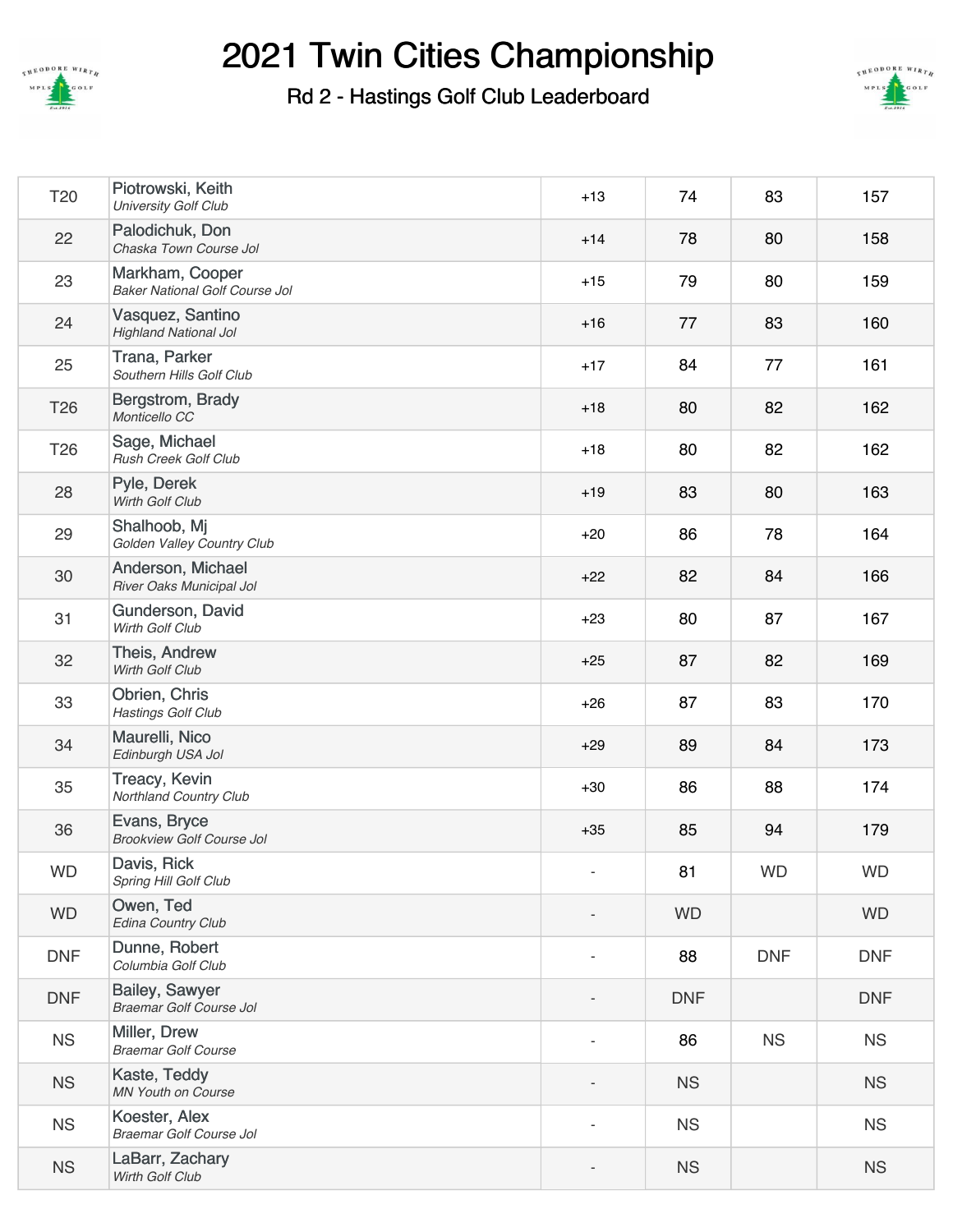# 2021 Twin Cities Championship

## Rd 2 - Hastings Golf Club Leaderboard

| Pos | Player | To Par | R1 | R2 | Total |
|---|---|---|---|---|---|
| T20 | Piotrowski, Keith *University Golf Club* | +13 | 74 | 83 | 157 |
| 22 | Palodichuk, Don *Chaska Town Course Jol* | +14 | 78 | 80 | 158 |
| 23 | Markham, Cooper *Baker National Golf Course Jol* | +15 | 79 | 80 | 159 |
| 24 | Vasquez, Santino *Highland National Jol* | +16 | 77 | 83 | 160 |
| 25 | Trana, Parker *Southern Hills Golf Club* | +17 | 84 | 77 | 161 |
| T26 | Bergstrom, Brady *Monticello CC* | +18 | 80 | 82 | 162 |
| T26 | Sage, Michael *Rush Creek Golf Club* | +18 | 80 | 82 | 162 |
| 28 | Pyle, Derek *Wirth Golf Club* | +19 | 83 | 80 | 163 |
| 29 | Shalhoob, Mj *Golden Valley Country Club* | +20 | 86 | 78 | 164 |
| 30 | Anderson, Michael *River Oaks Municipal Jol* | +22 | 82 | 84 | 166 |
| 31 | Gunderson, David *Wirth Golf Club* | +23 | 80 | 87 | 167 |
| 32 | Theis, Andrew *Wirth Golf Club* | +25 | 87 | 82 | 169 |
| 33 | Obrien, Chris *Hastings Golf Club* | +26 | 87 | 83 | 170 |
| 34 | Maurelli, Nico *Edinburgh USA Jol* | +29 | 89 | 84 | 173 |
| 35 | Treacy, Kevin *Northland Country Club* | +30 | 86 | 88 | 174 |
| 36 | Evans, Bryce *Brookview Golf Course Jol* | +35 | 85 | 94 | 179 |
| WD | Davis, Rick *Spring Hill Golf Club* | - | 81 | WD | WD |
| WD | Owen, Ted *Edina Country Club* | - | WD | | WD |
| DNF | Dunne, Robert *Columbia Golf Club* | - | 88 | DNF | DNF |
| DNF | Bailey, Sawyer *Braemar Golf Course Jol* | - | DNF | | DNF |
| NS | Miller, Drew *Braemar Golf Course* | - | 86 | NS | NS |
| NS | Kaste, Teddy *MN Youth on Course* | - | NS | | NS |
| NS | Koester, Alex *Braemar Golf Course Jol* | - | NS | | NS |
| NS | LaBarr, Zachary *Wirth Golf Club* | - | NS | | NS |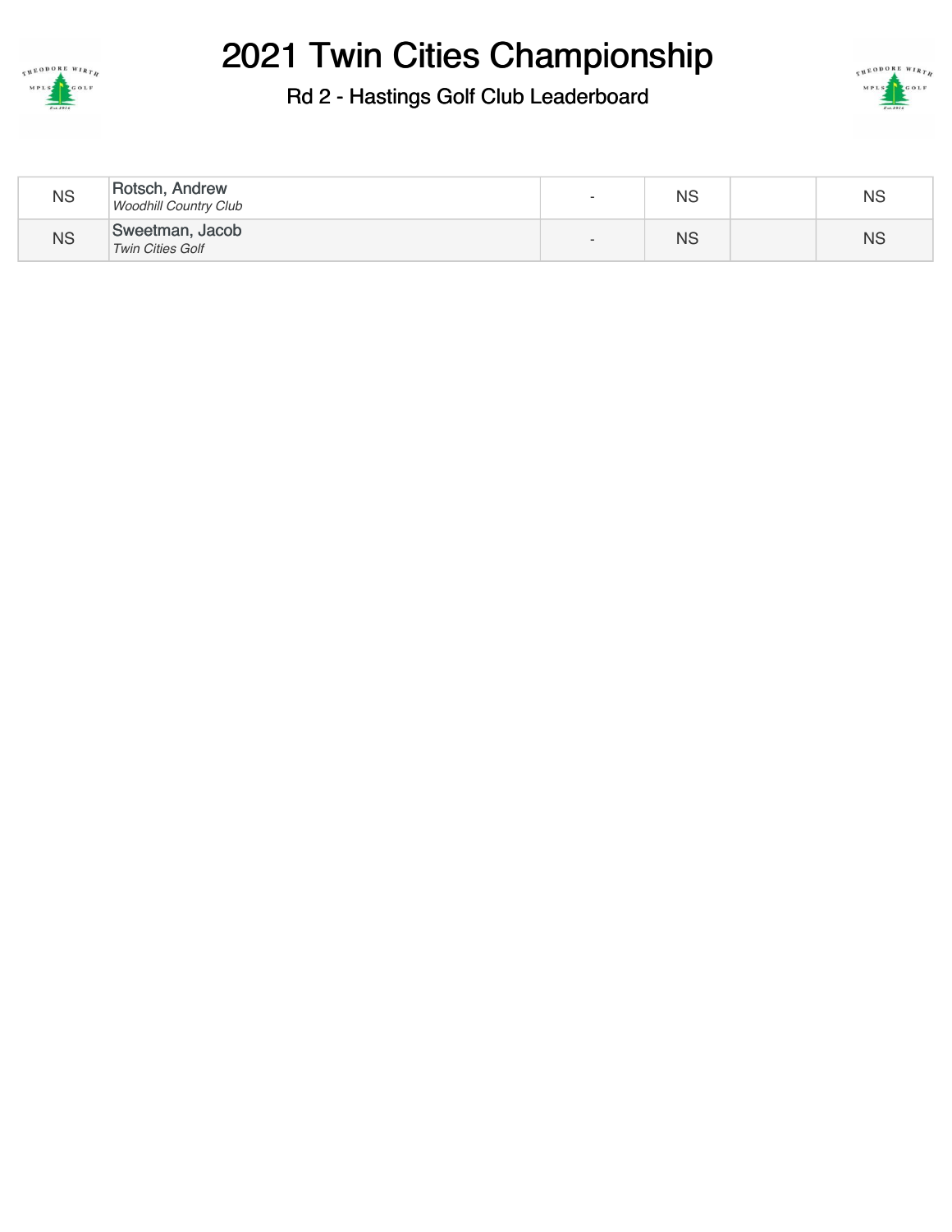# 2021 Twin Cities Championship

## Rd 2 - Hastings Golf Club Leaderboard

| | | | | | |
|---|---|---|---|---|---|
| NS | Rotsch, Andrew *Woodhill Country Club* | - | NS | | NS |
| NS | Sweetman, Jacob *Twin Cities Golf* | - | NS | | NS |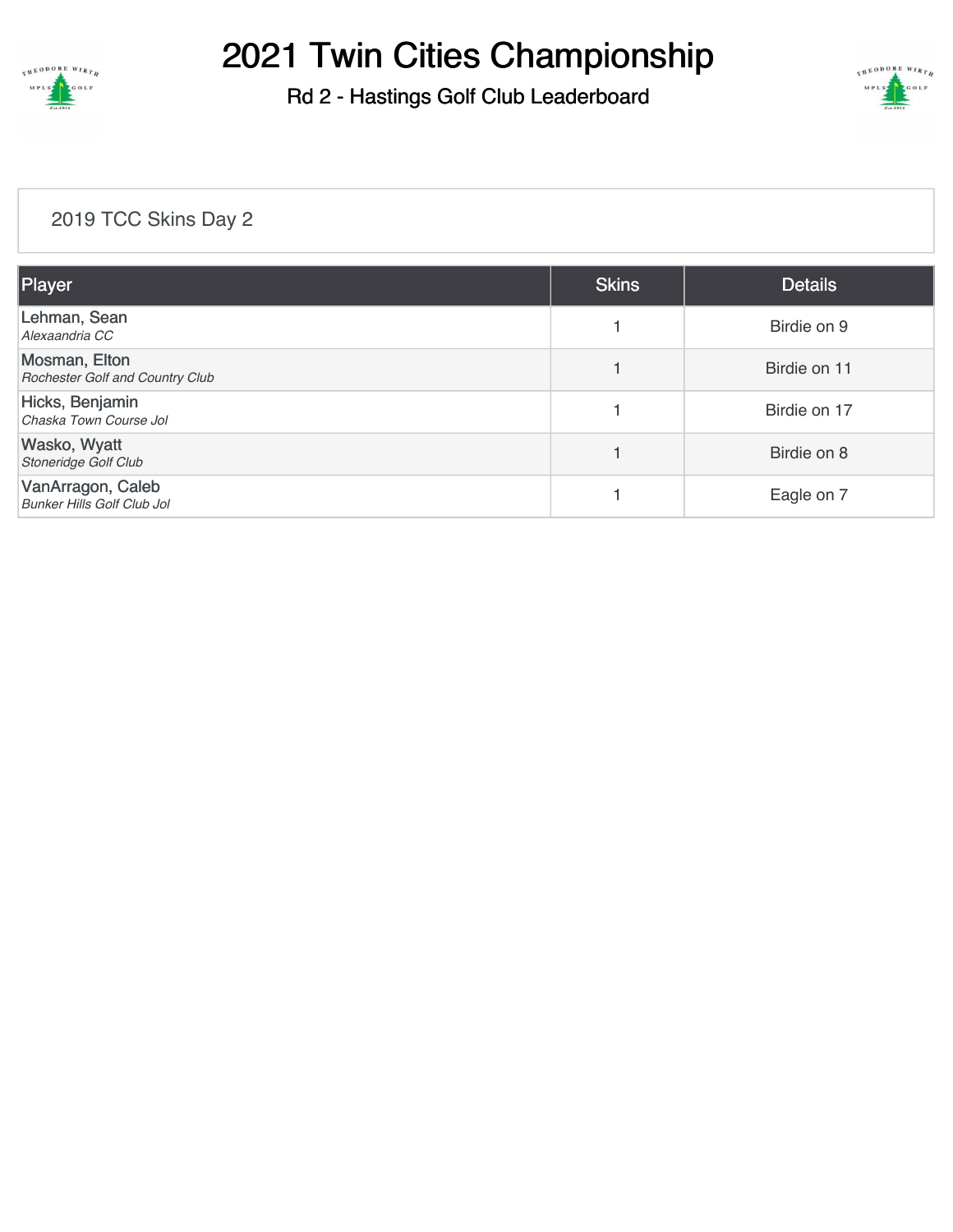# 2021 Twin Cities Championship

## Rd 2 - Hastings Golf Club Leaderboard

2019 TCC Skins Day 2

| Player | Skins | Details |
|---|---|---|
| Lehman, Sean<br>*Alexaandria CC* | 1 | Birdie on 9 |
| Mosman, Elton<br>*Rochester Golf and Country Club* | 1 | Birdie on 11 |
| Hicks, Benjamin<br>*Chaska Town Course Jol* | 1 | Birdie on 17 |
| Wasko, Wyatt<br>*Stoneridge Golf Club* | 1 | Birdie on 8 |
| VanArragon, Caleb<br>*Bunker Hills Golf Club Jol* | 1 | Eagle on 7 |